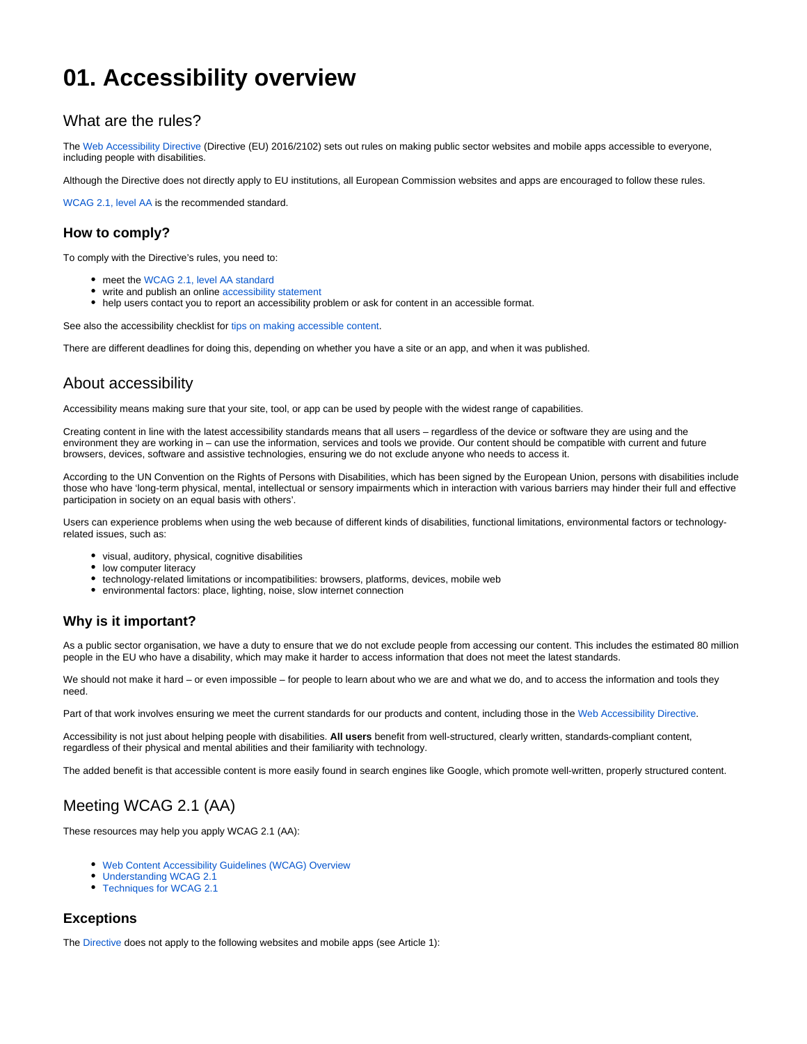# 01. Accessibility overview

## What are the rules?

The Web Accessibility Directive (Directive (EU) 2016/2102) sets out rules on making public sector websites and mobile apps accessible to everyone, including people with disabilities.

Although the Directive does not directly apply to EU institutions, all European Commission websites and apps are encouraged to follow these rules.

WCAG 2.1, level AA is the recommended standard.

### How to comply?

To comply with the Directive's rules, you need to:

- meet the WCAG 2.1, level AA standard
- write and publish an online accessibility statement
- help users contact you to report an accessibility problem or ask for content in an accessible format.

See also the accessibility checklist for tips on making accessible content.

There are different deadlines for doing this, depending on whether you have a site or an app, and when it was published.

## About accessibility

Accessibility means making sure that your site, tool, or app can be used by people with the widest range of capabilities.

Creating content in line with the latest accessibility standards means that all users – regardless of the device or software they are using and the environment they are working in – can use the information, services and tools we provide. Our content should be compatible with current and future browsers, devices, software and assistive technologies, ensuring we do not exclude anyone who needs to access it.

According to the UN Convention on the Rights of Persons with Disabilities, which has been signed by the European Union, persons with disabilities include those who have 'long-term physical, mental, intellectual or sensory impairments which in interaction with various barriers may hinder their full and effective participation in society on an equal basis with others'.

Users can experience problems when using the web because of different kinds of disabilities, functional limitations, environmental factors or technology-related issues, such as:

- visual, auditory, physical, cognitive disabilities
- low computer literacy
- technology-related limitations or incompatibilities: browsers, platforms, devices, mobile web
- environmental factors: place, lighting, noise, slow internet connection

### Why is it important?

As a public sector organisation, we have a duty to ensure that we do not exclude people from accessing our content. This includes the estimated 80 million people in the EU who have a disability, which may make it harder to access information that does not meet the latest standards.

We should not make it hard – or even impossible – for people to learn about who we are and what we do, and to access the information and tools they need.

Part of that work involves ensuring we meet the current standards for our products and content, including those in the Web Accessibility Directive.

Accessibility is not just about helping people with disabilities. **All users** benefit from well-structured, clearly written, standards-compliant content, regardless of their physical and mental abilities and their familiarity with technology.

The added benefit is that accessible content is more easily found in search engines like Google, which promote well-written, properly structured content.

## Meeting WCAG 2.1 (AA)

These resources may help you apply WCAG 2.1 (AA):

- Web Content Accessibility Guidelines (WCAG) Overview
- Understanding WCAG 2.1
- Techniques for WCAG 2.1

### Exceptions

The Directive does not apply to the following websites and mobile apps (see Article 1):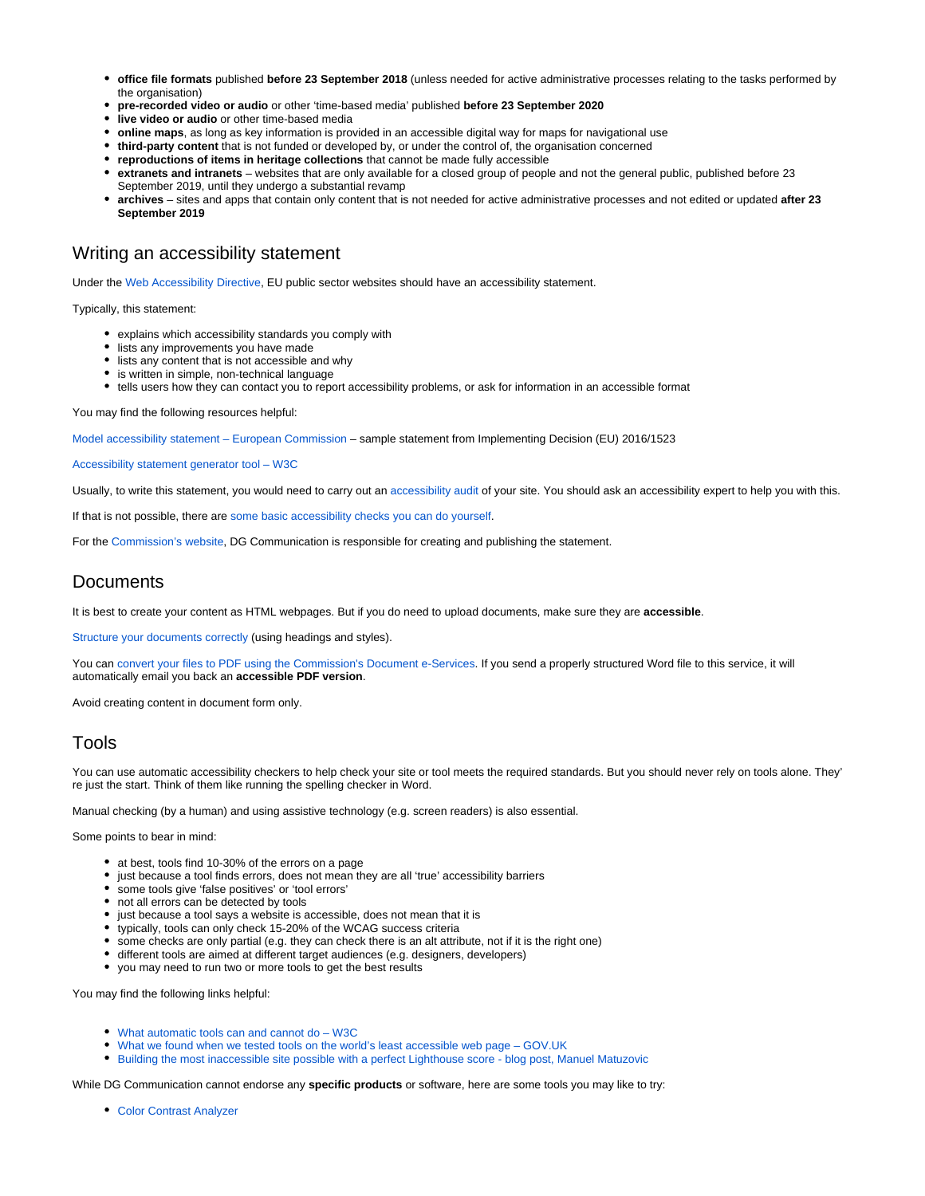- **office file formats** published **before 23 September 2018** (unless needed for active administrative processes relating to the tasks performed by the organisation)
- **pre-recorded video or audio** or other 'time-based media' published **before 23 September 2020**
- **live video or audio** or other time-based media
- **online maps**, as long as key information is provided in an accessible digital way for maps for navigational use
- **third-party content** that is not funded or developed by, or under the control of, the organisation concerned
- **reproductions of items in heritage collections** that cannot be made fully accessible
- **extranets and intranets** – websites that are only available for a closed group of people and not the general public, published before 23 September 2019, until they undergo a substantial revamp
- **archives** – sites and apps that contain only content that is not needed for active administrative processes and not edited or updated **after 23 September 2019**

## Writing an accessibility statement

Under the Web Accessibility Directive, EU public sector websites should have an accessibility statement.

Typically, this statement:

- explains which accessibility standards you comply with
- lists any improvements you have made
- lists any content that is not accessible and why
- is written in simple, non-technical language
- tells users how they can contact you to report accessibility problems, or ask for information in an accessible format

You may find the following resources helpful:

Model accessibility statement – European Commission – sample statement from Implementing Decision (EU) 2016/1523

Accessibility statement generator tool – W3C

Usually, to write this statement, you would need to carry out an accessibility audit of your site. You should ask an accessibility expert to help you with this.

If that is not possible, there are some basic accessibility checks you can do yourself.

For the Commission's website, DG Communication is responsible for creating and publishing the statement.

## Documents

It is best to create your content as HTML webpages. But if you do need to upload documents, make sure they are **accessible**.

Structure your documents correctly (using headings and styles).

You can convert your files to PDF using the Commission's Document e-Services. If you send a properly structured Word file to this service, it will automatically email you back an **accessible PDF version**.

Avoid creating content in document form only.

## Tools

You can use automatic accessibility checkers to help check your site or tool meets the required standards. But you should never rely on tools alone. They're just the start. Think of them like running the spelling checker in Word.

Manual checking (by a human) and using assistive technology (e.g. screen readers) is also essential.

Some points to bear in mind:

- at best, tools find 10-30% of the errors on a page
- just because a tool finds errors, does not mean they are all 'true' accessibility barriers
- some tools give 'false positives' or 'tool errors'
- not all errors can be detected by tools
- just because a tool says a website is accessible, does not mean that it is
- typically, tools can only check 15-20% of the WCAG success criteria
- some checks are only partial (e.g. they can check there is an alt attribute, not if it is the right one)
- different tools are aimed at different target audiences (e.g. designers, developers)
- you may need to run two or more tools to get the best results

You may find the following links helpful:

- What automatic tools can and cannot do – W3C
- What we found when we tested tools on the world's least accessible web page – GOV.UK
- Building the most inaccessible site possible with a perfect Lighthouse score - blog post, Manuel Matuzovic

While DG Communication cannot endorse any **specific products** or software, here are some tools you may like to try:

- Color Contrast Analyzer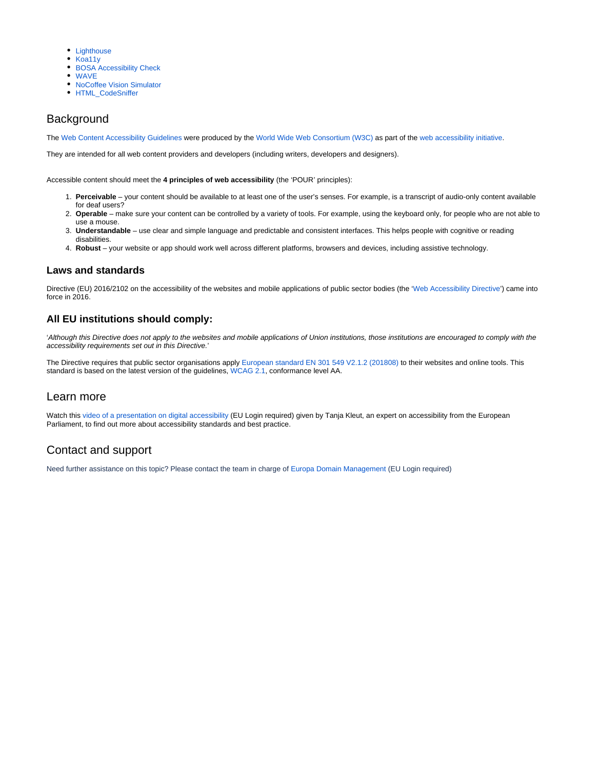- Lighthouse
- Koa11y
- BOSA Accessibility Check
- WAVE
- NoCoffee Vision Simulator
- HTML_CodeSniffer

## Background

The Web Content Accessibility Guidelines were produced by the World Wide Web Consortium (W3C) as part of the web accessibility initiative.

They are intended for all web content providers and developers (including writers, developers and designers).

Accessible content should meet the **4 principles of web accessibility** (the 'POUR' principles):

1. **Perceivable** – your content should be available to at least one of the user's senses. For example, is a transcript of audio-only content available for deaf users?
2. **Operable** – make sure your content can be controlled by a variety of tools. For example, using the keyboard only, for people who are not able to use a mouse.
3. **Understandable** – use clear and simple language and predictable and consistent interfaces. This helps people with cognitive or reading disabilities.
4. **Robust** – your website or app should work well across different platforms, browsers and devices, including assistive technology.

### Laws and standards

Directive (EU) 2016/2102 on the accessibility of the websites and mobile applications of public sector bodies (the 'Web Accessibility Directive') came into force in 2016.

### All EU institutions should comply:

'*Although this Directive does not apply to the websites and mobile applications of Union institutions, those institutions are encouraged to comply with the accessibility requirements set out in this Directive.*'

The Directive requires that public sector organisations apply European standard EN 301 549 V2.1.2 (201808) to their websites and online tools. This standard is based on the latest version of the guidelines, WCAG 2.1, conformance level AA.

## Learn more

Watch this video of a presentation on digital accessibility (EU Login required) given by Tanja Kleut, an expert on accessibility from the European Parliament, to find out more about accessibility standards and best practice.

## Contact and support

Need further assistance on this topic? Please contact the team in charge of Europa Domain Management (EU Login required)